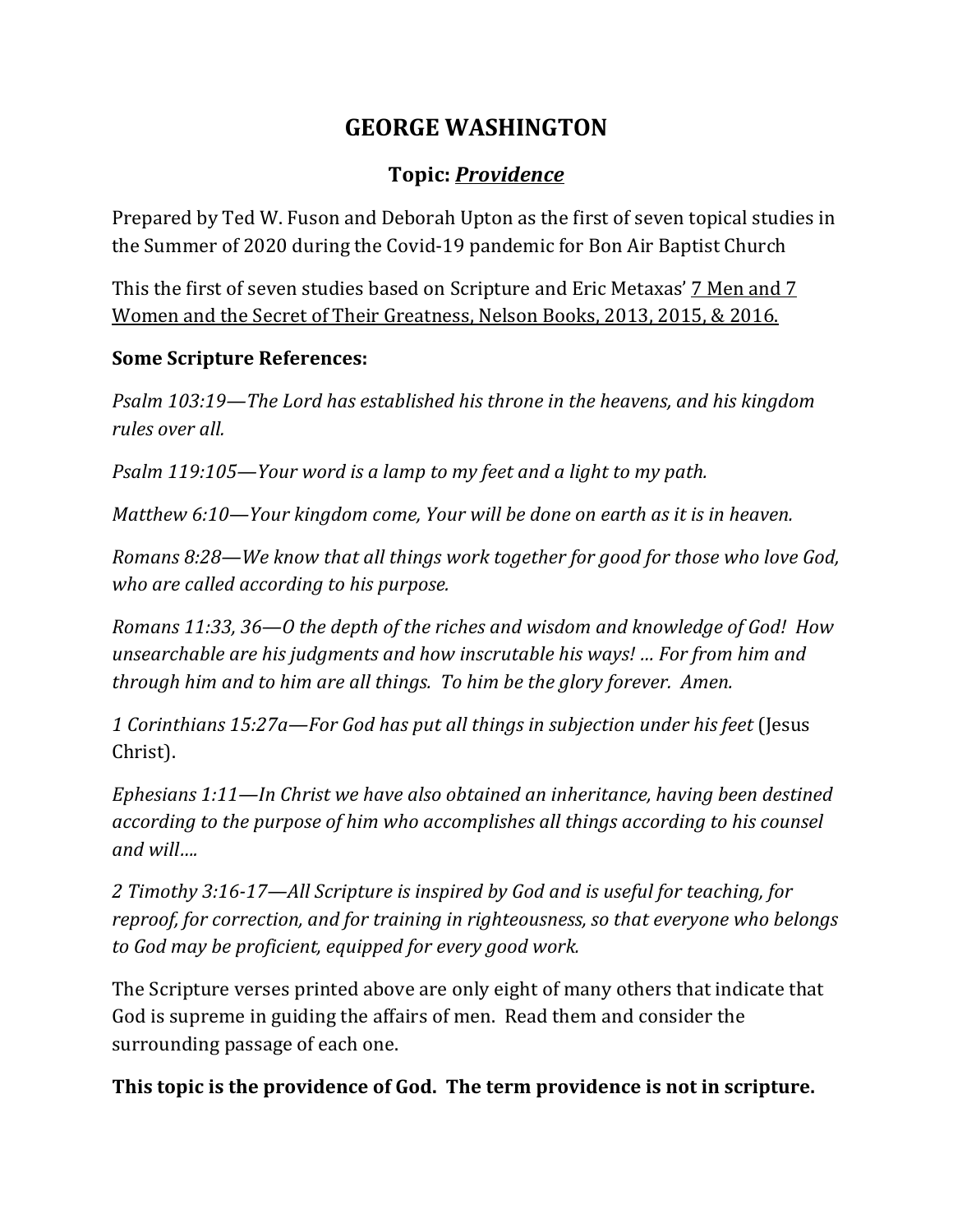# GEORGE WASHINGTON

## Topic: ***Providence***

Prepared by Ted W. Fuson and Deborah Upton as the first of seven topical studies in the Summer of 2020 during the Covid-19 pandemic for Bon Air Baptist Church

This the first of seven studies based on Scripture and Eric Metaxas' 7 Men and 7 Women and the Secret of Their Greatness, Nelson Books, 2013, 2015, & 2016.

**Some Scripture References:**

*Psalm 103:19—The Lord has established his throne in the heavens, and his kingdom rules over all.*

*Psalm 119:105—Your word is a lamp to my feet and a light to my path.*

*Matthew 6:10—Your kingdom come, Your will be done on earth as it is in heaven.*

*Romans 8:28—We know that all things work together for good for those who love God, who are called according to his purpose.*

*Romans 11:33, 36—O the depth of the riches and wisdom and knowledge of God! How unsearchable are his judgments and how inscrutable his ways! … For from him and through him and to him are all things. To him be the glory forever. Amen.*

*1 Corinthians 15:27a—For God has put all things in subjection under his feet* (Jesus Christ).

*Ephesians 1:11—In Christ we have also obtained an inheritance, having been destined according to the purpose of him who accomplishes all things according to his counsel and will….*

*2 Timothy 3:16-17—All Scripture is inspired by God and is useful for teaching, for reproof, for correction, and for training in righteousness, so that everyone who belongs to God may be proficient, equipped for every good work.*

The Scripture verses printed above are only eight of many others that indicate that God is supreme in guiding the affairs of men. Read them and consider the surrounding passage of each one.

**This topic is the providence of God. The term providence is not in scripture.**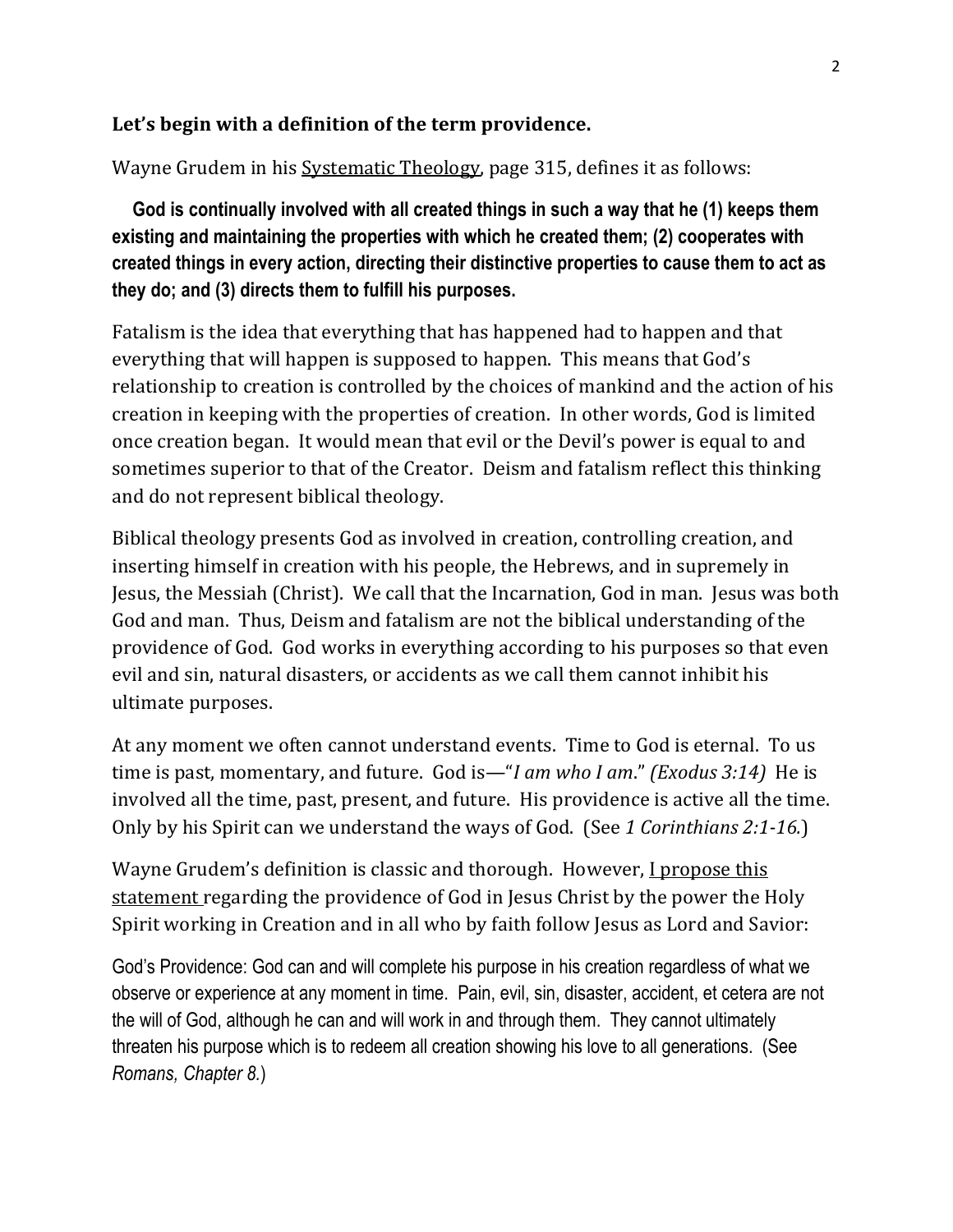**Let's begin with a definition of the term providence.**

Wayne Grudem in his Systematic Theology, page 315, defines it as follows:

> **God is continually involved with all created things in such a way that he (1) keeps them existing and maintaining the properties with which he created them; (2) cooperates with created things in every action, directing their distinctive properties to cause them to act as they do; and (3) directs them to fulfill his purposes.**

Fatalism is the idea that everything that has happened had to happen and that everything that will happen is supposed to happen. This means that God's relationship to creation is controlled by the choices of mankind and the action of his creation in keeping with the properties of creation. In other words, God is limited once creation began. It would mean that evil or the Devil's power is equal to and sometimes superior to that of the Creator. Deism and fatalism reflect this thinking and do not represent biblical theology.

Biblical theology presents God as involved in creation, controlling creation, and inserting himself in creation with his people, the Hebrews, and in supremely in Jesus, the Messiah (Christ). We call that the Incarnation, God in man. Jesus was both God and man. Thus, Deism and fatalism are not the biblical understanding of the providence of God. God works in everything according to his purposes so that even evil and sin, natural disasters, or accidents as we call them cannot inhibit his ultimate purposes.

At any moment we often cannot understand events. Time to God is eternal. To us time is past, momentary, and future. God is—"*I am who I am*." *(Exodus 3:14)* He is involved all the time, past, present, and future. His providence is active all the time. Only by his Spirit can we understand the ways of God. (See *1 Corinthians 2:1-16.*)

Wayne Grudem's definition is classic and thorough. However, I propose this statement regarding the providence of God in Jesus Christ by the power the Holy Spirit working in Creation and in all who by faith follow Jesus as Lord and Savior:

God's Providence: God can and will complete his purpose in his creation regardless of what we observe or experience at any moment in time. Pain, evil, sin, disaster, accident, et cetera are not the will of God, although he can and will work in and through them. They cannot ultimately threaten his purpose which is to redeem all creation showing his love to all generations. (See *Romans, Chapter 8.*)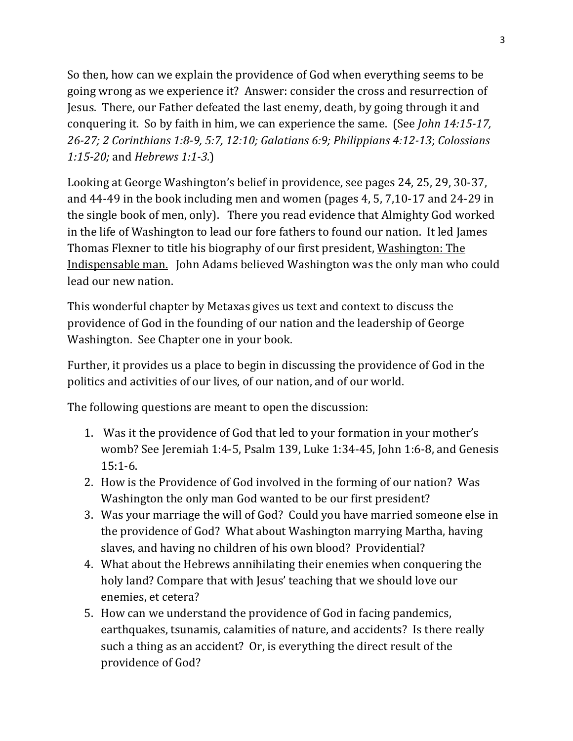So then, how can we explain the providence of God when everything seems to be going wrong as we experience it? Answer: consider the cross and resurrection of Jesus. There, our Father defeated the last enemy, death, by going through it and conquering it. So by faith in him, we can experience the same. (See *John 14:15-17, 26-27; 2 Corinthians 1:8-9, 5:7, 12:10; Galatians 6:9; Philippians 4:12-13*; *Colossians 1:15-20;* and *Hebrews 1:1-3.*)

Looking at George Washington's belief in providence, see pages 24, 25, 29, 30-37, and 44-49 in the book including men and women (pages 4, 5, 7,10-17 and 24-29 in the single book of men, only). There you read evidence that Almighty God worked in the life of Washington to lead our fore fathers to found our nation. It led James Thomas Flexner to title his biography of our first president, <u>Washington: The Indispensable man.</u> John Adams believed Washington was the only man who could lead our new nation.

This wonderful chapter by Metaxas gives us text and context to discuss the providence of God in the founding of our nation and the leadership of George Washington. See Chapter one in your book.

Further, it provides us a place to begin in discussing the providence of God in the politics and activities of our lives, of our nation, and of our world.

The following questions are meant to open the discussion:

1. Was it the providence of God that led to your formation in your mother's womb? See Jeremiah 1:4-5, Psalm 139, Luke 1:34-45, John 1:6-8, and Genesis 15:1-6.
2. How is the Providence of God involved in the forming of our nation? Was Washington the only man God wanted to be our first president?
3. Was your marriage the will of God? Could you have married someone else in the providence of God? What about Washington marrying Martha, having slaves, and having no children of his own blood? Providential?
4. What about the Hebrews annihilating their enemies when conquering the holy land? Compare that with Jesus' teaching that we should love our enemies, et cetera?
5. How can we understand the providence of God in facing pandemics, earthquakes, tsunamis, calamities of nature, and accidents? Is there really such a thing as an accident? Or, is everything the direct result of the providence of God?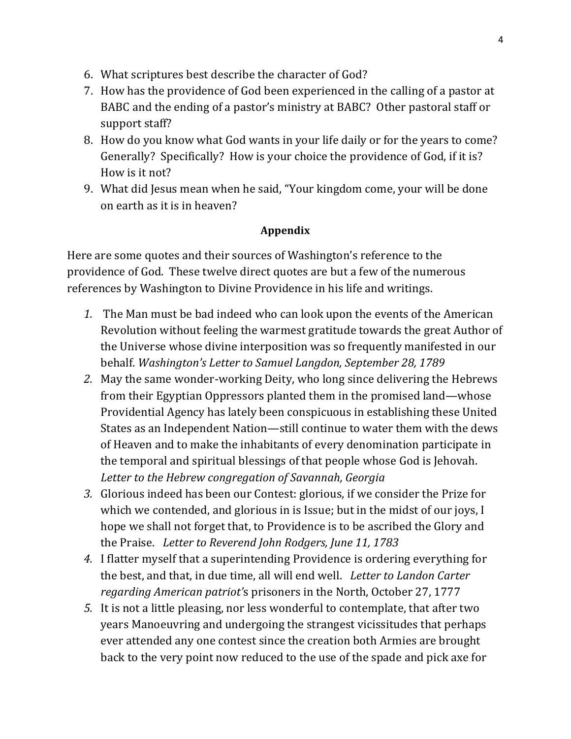6. What scriptures best describe the character of God?
7. How has the providence of God been experienced in the calling of a pastor at BABC and the ending of a pastor's ministry at BABC? Other pastoral staff or support staff?
8. How do you know what God wants in your life daily or for the years to come? Generally? Specifically? How is your choice the providence of God, if it is? How is it not?
9. What did Jesus mean when he said, "Your kingdom come, your will be done on earth as it is in heaven?

**Appendix**

Here are some quotes and their sources of Washington's reference to the providence of God. These twelve direct quotes are but a few of the numerous references by Washington to Divine Providence in his life and writings.

1. The Man must be bad indeed who can look upon the events of the American Revolution without feeling the warmest gratitude towards the great Author of the Universe whose divine interposition was so frequently manifested in our behalf. *Washington's Letter to Samuel Langdon, September 28, 1789*
2. May the same wonder-working Deity, who long since delivering the Hebrews from their Egyptian Oppressors planted them in the promised land—whose Providential Agency has lately been conspicuous in establishing these United States as an Independent Nation—still continue to water them with the dews of Heaven and to make the inhabitants of every denomination participate in the temporal and spiritual blessings of that people whose God is Jehovah. *Letter to the Hebrew congregation of Savannah, Georgia*
3. Glorious indeed has been our Contest: glorious, if we consider the Prize for which we contended, and glorious in is Issue; but in the midst of our joys, I hope we shall not forget that, to Providence is to be ascribed the Glory and the Praise. *Letter to Reverend John Rodgers, June 11, 1783*
4. I flatter myself that a superintending Providence is ordering everything for the best, and that, in due time, all will end well. *Letter to Landon Carter regarding American patriot's* prisoners in the North, October 27, 1777
5. It is not a little pleasing, nor less wonderful to contemplate, that after two years Manoeuvring and undergoing the strangest vicissitudes that perhaps ever attended any one contest since the creation both Armies are brought back to the very point now reduced to the use of the spade and pick axe for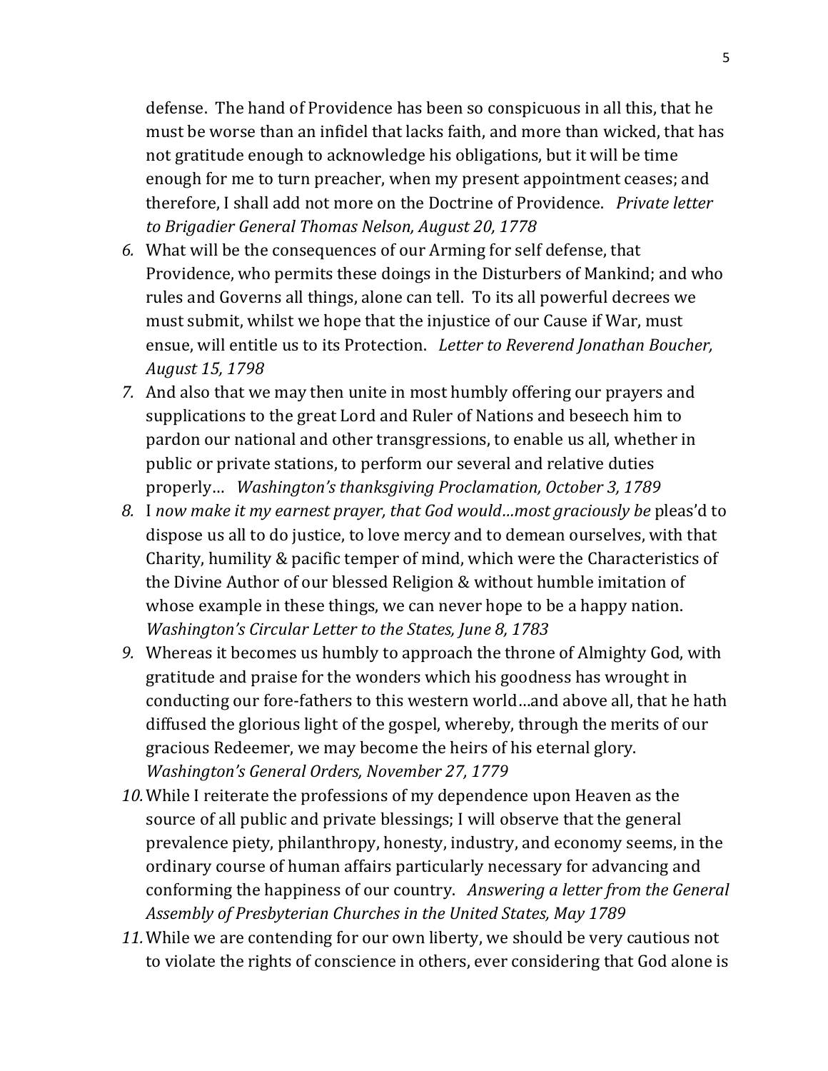defense. The hand of Providence has been so conspicuous in all this, that he must be worse than an infidel that lacks faith, and more than wicked, that has not gratitude enough to acknowledge his obligations, but it will be time enough for me to turn preacher, when my present appointment ceases; and therefore, I shall add not more on the Doctrine of Providence. *Private letter to Brigadier General Thomas Nelson, August 20, 1778*

6. What will be the consequences of our Arming for self defense, that Providence, who permits these doings in the Disturbers of Mankind; and who rules and Governs all things, alone can tell. To its all powerful decrees we must submit, whilst we hope that the injustice of our Cause if War, must ensue, will entitle us to its Protection. *Letter to Reverend Jonathan Boucher, August 15, 1798*
7. And also that we may then unite in most humbly offering our prayers and supplications to the great Lord and Ruler of Nations and beseech him to pardon our national and other transgressions, to enable us all, whether in public or private stations, to perform our several and relative duties properly… *Washington's thanksgiving Proclamation, October 3, 1789*
8. I *now make it my earnest prayer, that God would…most graciously be* pleas'd to dispose us all to do justice, to love mercy and to demean ourselves, with that Charity, humility & pacific temper of mind, which were the Characteristics of the Divine Author of our blessed Religion & without humble imitation of whose example in these things, we can never hope to be a happy nation. *Washington's Circular Letter to the States, June 8, 1783*
9. Whereas it becomes us humbly to approach the throne of Almighty God, with gratitude and praise for the wonders which his goodness has wrought in conducting our fore-fathers to this western world…and above all, that he hath diffused the glorious light of the gospel, whereby, through the merits of our gracious Redeemer, we may become the heirs of his eternal glory. *Washington's General Orders, November 27, 1779*
10. While I reiterate the professions of my dependence upon Heaven as the source of all public and private blessings; I will observe that the general prevalence piety, philanthropy, honesty, industry, and economy seems, in the ordinary course of human affairs particularly necessary for advancing and conforming the happiness of our country. *Answering a letter from the General Assembly of Presbyterian Churches in the United States, May 1789*
11. While we are contending for our own liberty, we should be very cautious not to violate the rights of conscience in others, ever considering that God alone is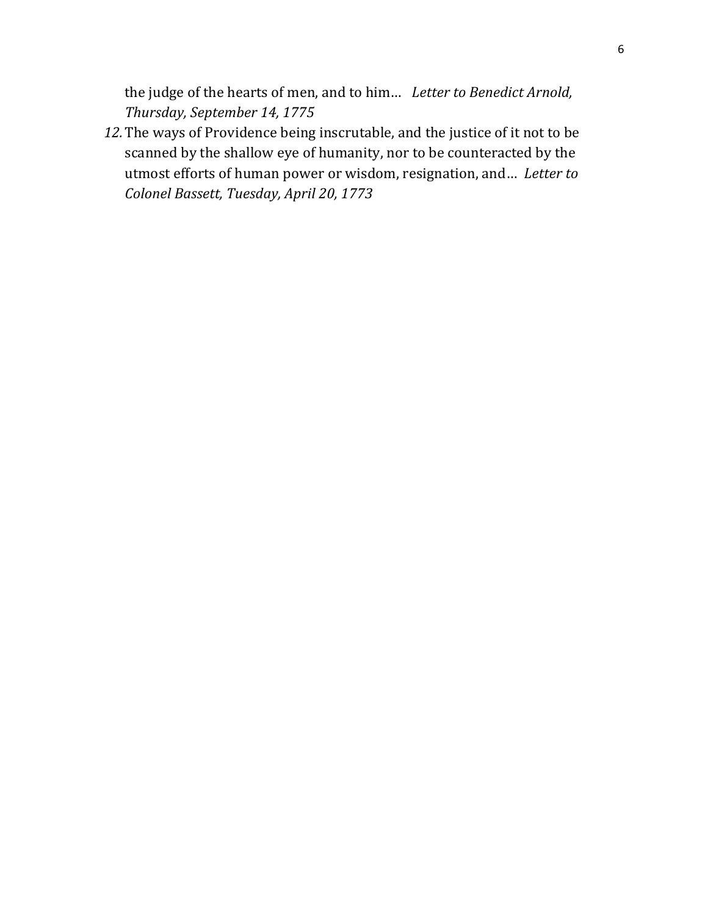the judge of the hearts of men, and to him… *Letter to Benedict Arnold, Thursday, September 14, 1775*

12. The ways of Providence being inscrutable, and the justice of it not to be scanned by the shallow eye of humanity, nor to be counteracted by the utmost efforts of human power or wisdom, resignation, and… *Letter to Colonel Bassett, Tuesday, April 20, 1773*